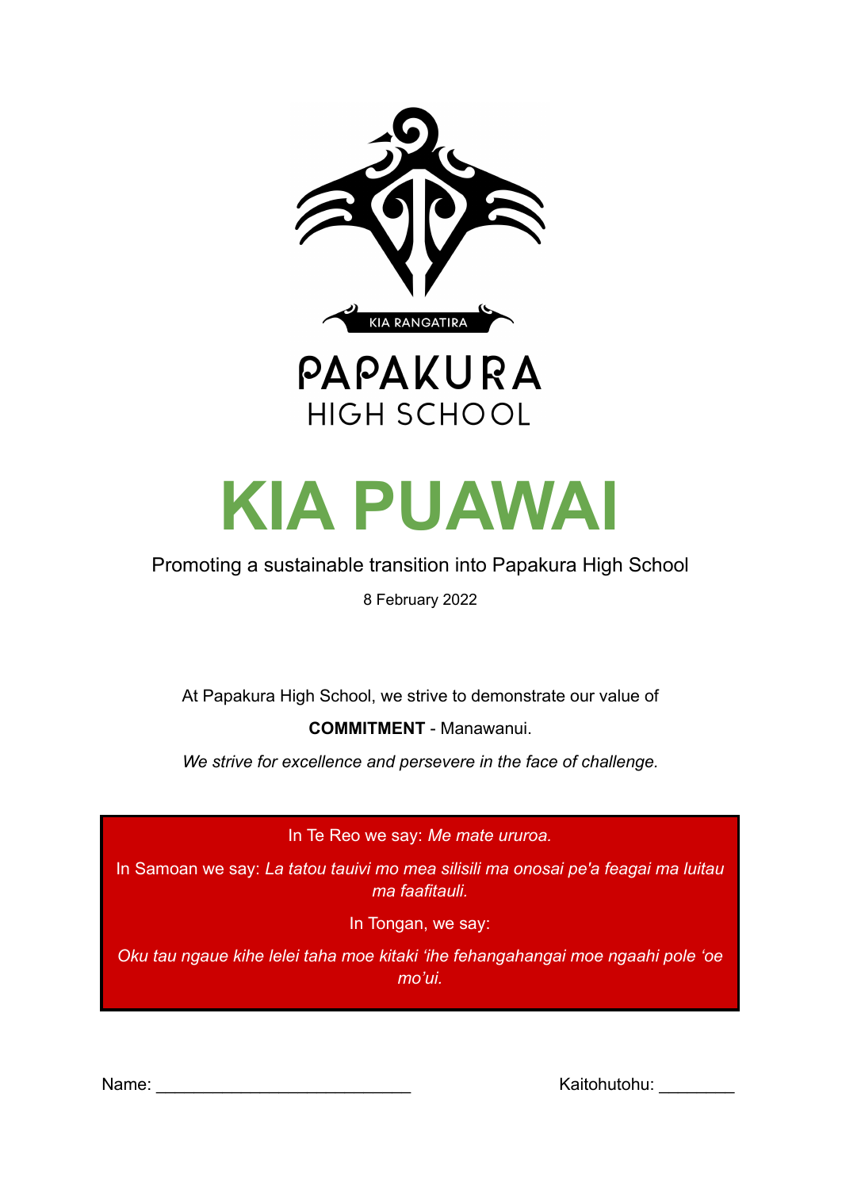KIA RANGATIRA

PAPAKURA
HIGH SCHOOL

# KIA PUAWAI

Promoting a sustainable transition into Papakura High School

8 February 2022

At Papakura High School, we strive to demonstrate our value of

**COMMITMENT** - Manawanui.

*We strive for excellence and persevere in the face of challenge.*

In Te Reo we say: *Me mate ururoa.*

In Samoan we say: *La tatou tauivi mo mea silisili ma onosai pe'a feagai ma luitau ma faafitauli.*

In Tongan, we say:

*Oku tau ngaue kihe lelei taha moe kitaki ʻihe fehangahangai moe ngaahi pole ʻoe moʼui.*

Name: ___________________________ Kaitohutohu: ________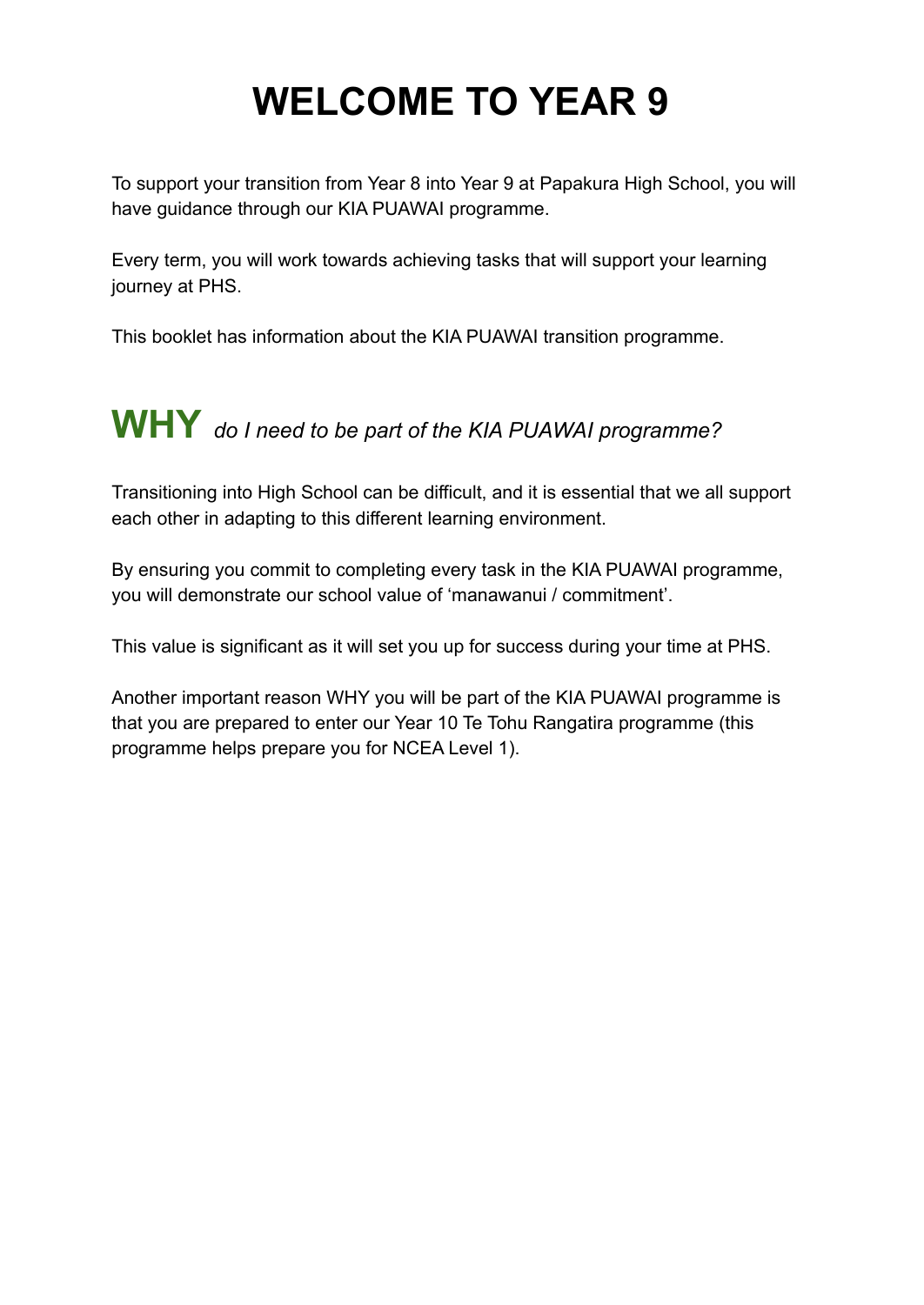# WELCOME TO YEAR 9

To support your transition from Year 8 into Year 9 at Papakura High School, you will have guidance through our KIA PUAWAI programme.

Every term, you will work towards achieving tasks that will support your learning journey at PHS.

This booklet has information about the KIA PUAWAI transition programme.

## **WHY** *do I need to be part of the KIA PUAWAI programme?*

Transitioning into High School can be difficult, and it is essential that we all support each other in adapting to this different learning environment.

By ensuring you commit to completing every task in the KIA PUAWAI programme, you will demonstrate our school value of 'manawanui / commitment'.

This value is significant as it will set you up for success during your time at PHS.

Another important reason WHY you will be part of the KIA PUAWAI programme is that you are prepared to enter our Year 10 Te Tohu Rangatira programme (this programme helps prepare you for NCEA Level 1).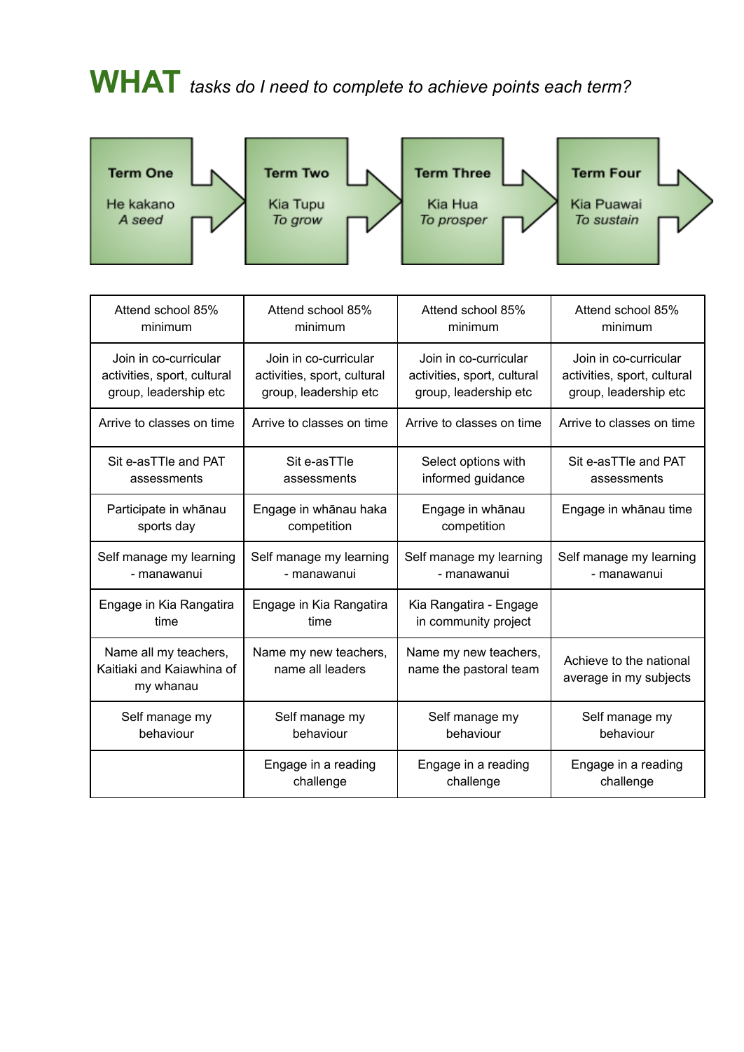# **WHAT** *tasks do I need to complete to achieve points each term?*

| Term One<br>He kakano<br>*A seed* | Term Two<br>Kia Tupu<br>*To grow* | Term Three<br>Kia Hua<br>*To prosper* | Term Four<br>Kia Puawai<br>*To sustain* |
|---|---|---|---|
| Attend school 85% minimum | Attend school 85% minimum | Attend school 85% minimum | Attend school 85% minimum |
| Join in co-curricular activities, sport, cultural group, leadership etc | Join in co-curricular activities, sport, cultural group, leadership etc | Join in co-curricular activities, sport, cultural group, leadership etc | Join in co-curricular activities, sport, cultural group, leadership etc |
| Arrive to classes on time | Arrive to classes on time | Arrive to classes on time | Arrive to classes on time |
| Sit e-asTTle and PAT assessments | Sit e-asTTle assessments | Select options with informed guidance | Sit e-asTTle and PAT assessments |
| Participate in whānau sports day | Engage in whānau haka competition | Engage in whānau competition | Engage in whānau time |
| Self manage my learning - manawanui | Self manage my learning - manawanui | Self manage my learning - manawanui | Self manage my learning - manawanui |
| Engage in Kia Rangatira time | Engage in Kia Rangatira time | Kia Rangatira - Engage in community project | |
| Name all my teachers, Kaitiaki and Kaiawhina of my whanau | Name my new teachers, name all leaders | Name my new teachers, name the pastoral team | Achieve to the national average in my subjects |
| Self manage my behaviour | Self manage my behaviour | Self manage my behaviour | Self manage my behaviour |
| | Engage in a reading challenge | Engage in a reading challenge | Engage in a reading challenge |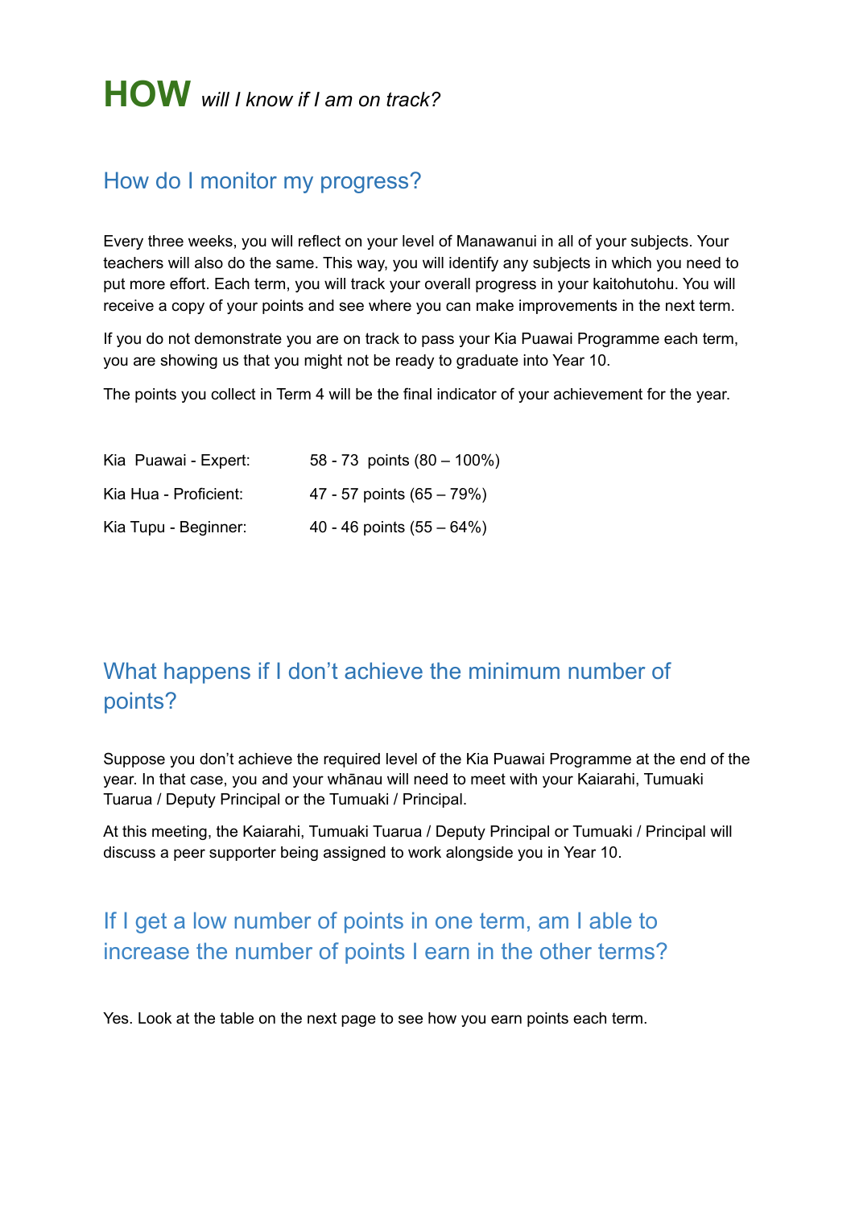# **HOW** *will I know if I am on track?*

## How do I monitor my progress?

Every three weeks, you will reflect on your level of Manawanui in all of your subjects. Your teachers will also do the same. This way, you will identify any subjects in which you need to put more effort. Each term, you will track your overall progress in your kaitohutohu. You will receive a copy of your points and see where you can make improvements in the next term.

If you do not demonstrate you are on track to pass your Kia Puawai Programme each term, you are showing us that you might not be ready to graduate into Year 10.

The points you collect in Term 4 will be the final indicator of your achievement for the year.

| | |
|---|---|
| Kia Puawai - Expert: | 58 - 73 points (80 – 100%) |
| Kia Hua - Proficient: | 47 - 57 points (65 – 79%) |
| Kia Tupu - Beginner: | 40 - 46 points (55 – 64%) |

## What happens if I don't achieve the minimum number of points?

Suppose you don't achieve the required level of the Kia Puawai Programme at the end of the year. In that case, you and your whānau will need to meet with your Kaiarahi, Tumuaki Tuarua / Deputy Principal or the Tumuaki / Principal.

At this meeting, the Kaiarahi, Tumuaki Tuarua / Deputy Principal or Tumuaki / Principal will discuss a peer supporter being assigned to work alongside you in Year 10.

## If I get a low number of points in one term, am I able to increase the number of points I earn in the other terms?

Yes. Look at the table on the next page to see how you earn points each term.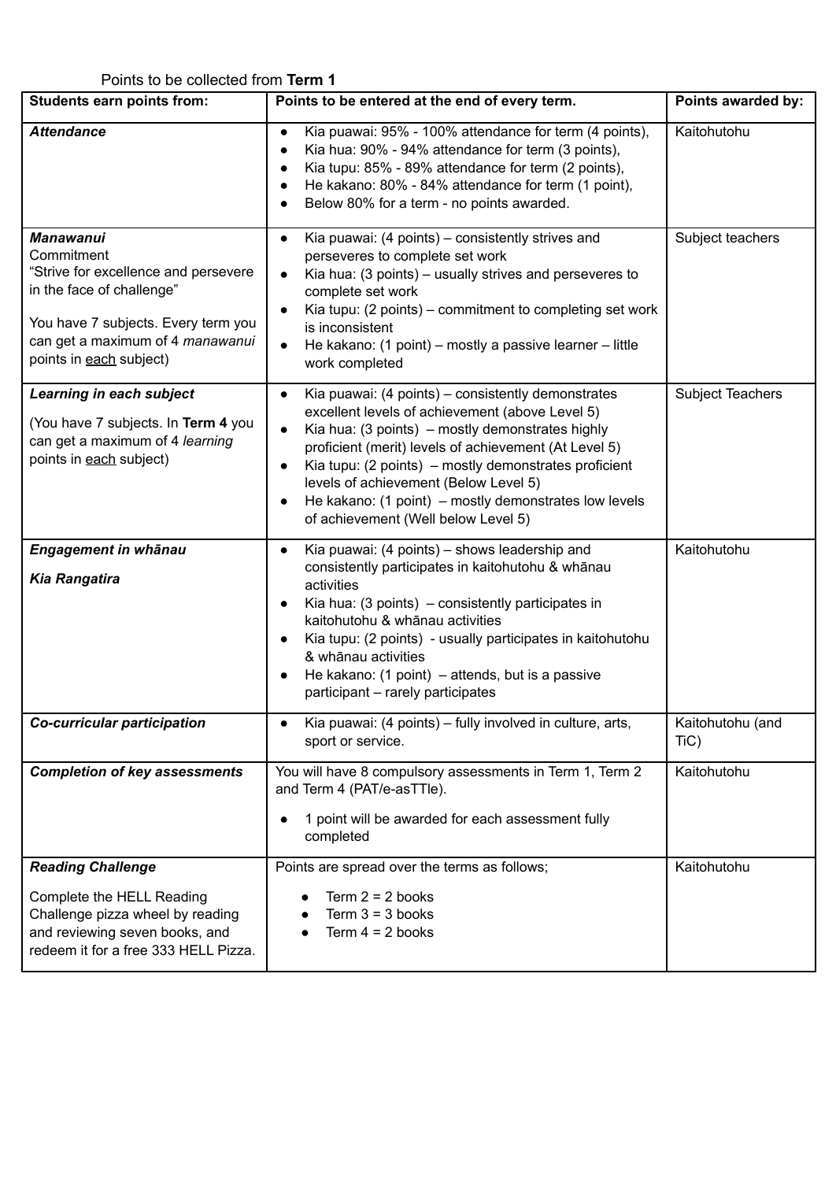Points to be collected from **Term 1**

| Students earn points from: | Points to be entered at the end of every term. | Points awarded by: |
|---|---|---|
| ***Attendance*** | • Kia puawai: 95% - 100% attendance for term (4 points),<br>• Kia hua: 90% - 94% attendance for term (3 points),<br>• Kia tupu: 85% - 89% attendance for term (2 points),<br>• He kakano: 80% - 84% attendance for term (1 point),<br>• Below 80% for a term - no points awarded. | Kaitohutohu |
| ***Manawanui***<br>Commitment<br>"Strive for excellence and persevere in the face of challenge"<br><br>You have 7 subjects. Every term you can get a maximum of 4 *manawanui* points in <u>each</u> subject) | • Kia puawai: (4 points) – consistently strives and perseveres to complete set work<br>• Kia hua: (3 points) – usually strives and perseveres to complete set work<br>• Kia tupu: (2 points) – commitment to completing set work is inconsistent<br>• He kakano: (1 point) – mostly a passive learner – little work completed | Subject teachers |
| ***Learning in each subject***<br><br>(You have 7 subjects. In **Term 4** you can get a maximum of 4 *learning* points in <u>each</u> subject) | • Kia puawai: (4 points) – consistently demonstrates excellent levels of achievement (above Level 5)<br>• Kia hua: (3 points) – mostly demonstrates highly proficient (merit) levels of achievement (At Level 5)<br>• Kia tupu: (2 points) – mostly demonstrates proficient levels of achievement (Below Level 5)<br>• He kakano: (1 point) – mostly demonstrates low levels of achievement (Well below Level 5) | Subject Teachers |
| ***Engagement in whānau***<br><br>***Kia Rangatira*** | • Kia puawai: (4 points) – shows leadership and consistently participates in kaitohutohu & whānau activities<br>• Kia hua: (3 points) – consistently participates in kaitohutohu & whānau activities<br>• Kia tupu: (2 points) - usually participates in kaitohutohu & whānau activities<br>• He kakano: (1 point) – attends, but is a passive participant – rarely participates | Kaitohutohu |
| ***Co-curricular participation*** | • Kia puawai: (4 points) – fully involved in culture, arts, sport or service. | Kaitohutohu (and TiC) |
| ***Completion of key assessments*** | You will have 8 compulsory assessments in Term 1, Term 2 and Term 4 (PAT/e-asTTle).<br><br>• 1 point will be awarded for each assessment fully completed | Kaitohutohu |
| ***Reading Challenge***<br><br>Complete the HELL Reading Challenge pizza wheel by reading and reviewing seven books, and redeem it for a free 333 HELL Pizza. | Points are spread over the terms as follows;<br><br>• Term 2 = 2 books<br>• Term 3 = 3 books<br>• Term 4 = 2 books | Kaitohutohu |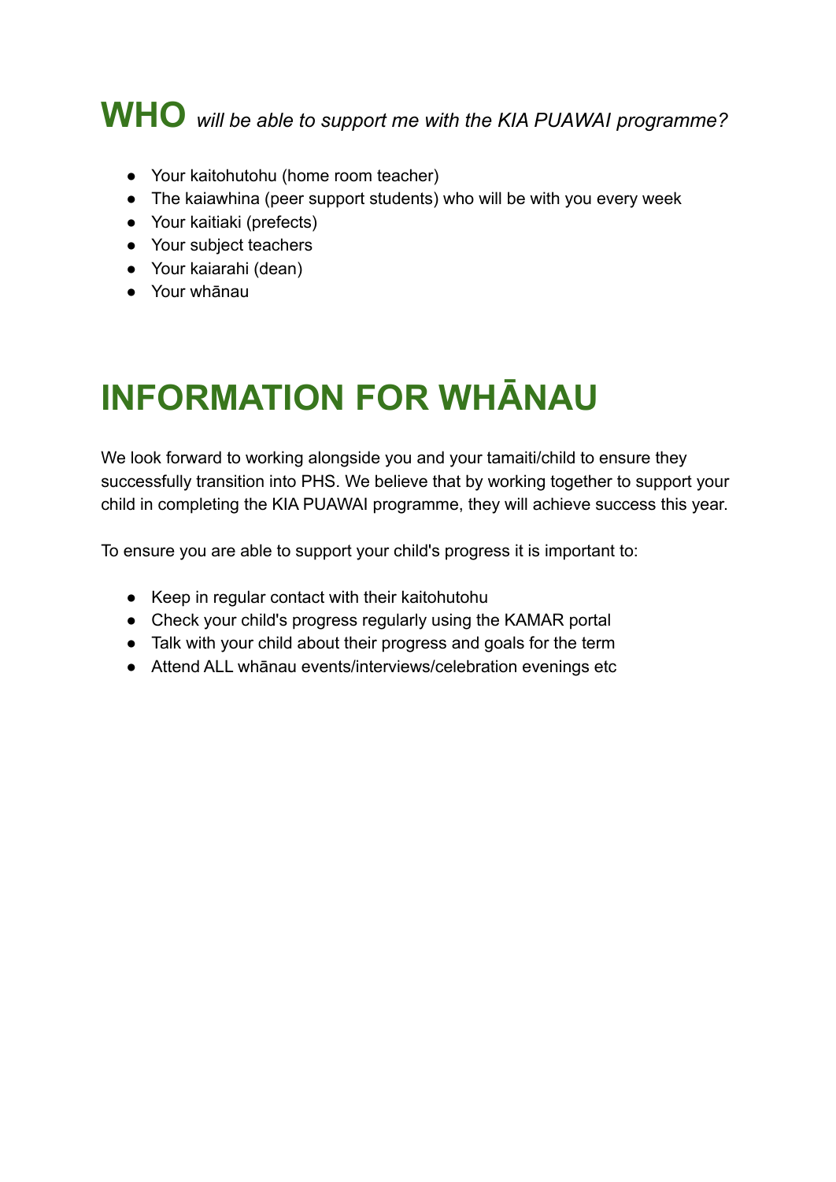# **WHO** *will be able to support me with the KIA PUAWAI programme?*

- Your kaitohutohu (home room teacher)
- The kaiawhina (peer support students) who will be with you every week
- Your kaitiaki (prefects)
- Your subject teachers
- Your kaiarahi (dean)
- Your whānau

# INFORMATION FOR WHĀNAU

We look forward to working alongside you and your tamaiti/child to ensure they successfully transition into PHS. We believe that by working together to support your child in completing the KIA PUAWAI programme, they will achieve success this year.

To ensure you are able to support your child's progress it is important to:

- Keep in regular contact with their kaitohutohu
- Check your child's progress regularly using the KAMAR portal
- Talk with your child about their progress and goals for the term
- Attend ALL whānau events/interviews/celebration evenings etc